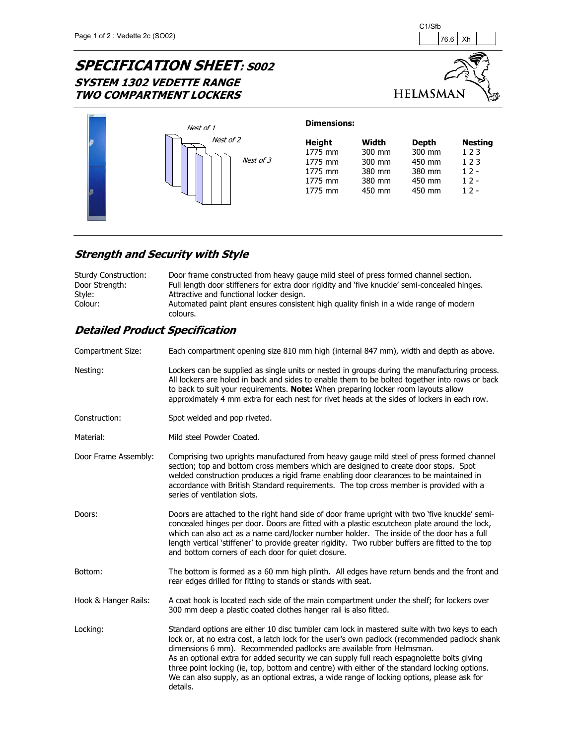# SPECIFICATION SHEET: S002

## SYSTEM 1302 VEDETTE RANGE TWO COMPARTMENT LOCKERS

HELMSMAN

Nest of 1

Nest of 2

Nest of 3

**Dimensions:**

| Height | Width | Depth | Nesting |
|---|---|---|---|
| 1775 mm | 300 mm | 300 mm | 1 2 3 |
| 1775 mm | 300 mm | 450 mm | 1 2 3 |
| 1775 mm | 380 mm | 380 mm | 1 2 - |
| 1775 mm | 380 mm | 450 mm | 1 2 - |
| 1775 mm | 450 mm | 450 mm | 1 2 - |

## *Strength and Security with Style*

| | |
|---|---|
| Sturdy Construction: | Door frame constructed from heavy gauge mild steel of press formed channel section. |
| Door Strength: | Full length door stiffeners for extra door rigidity and 'five knuckle' semi-concealed hinges. |
| Style: | Attractive and functional locker design. |
| Colour: | Automated paint plant ensures consistent high quality finish in a wide range of modern colours. |

## *Detailed Product Specification*

| | |
|---|---|
| Compartment Size: | Each compartment opening size 810 mm high (internal 847 mm), width and depth as above. |
| Nesting: | Lockers can be supplied as single units or nested in groups during the manufacturing process. All lockers are holed in back and sides to enable them to be bolted together into rows or back to back to suit your requirements. **Note:** When preparing locker room layouts allow approximately 4 mm extra for each nest for rivet heads at the sides of lockers in each row. |
| Construction: | Spot welded and pop riveted. |
| Material: | Mild steel Powder Coated. |
| Door Frame Assembly: | Comprising two uprights manufactured from heavy gauge mild steel of press formed channel section; top and bottom cross members which are designed to create door stops. Spot welded construction produces a rigid frame enabling door clearances to be maintained in accordance with British Standard requirements. The top cross member is provided with a series of ventilation slots. |
| Doors: | Doors are attached to the right hand side of door frame upright with two 'five knuckle' semi-concealed hinges per door. Doors are fitted with a plastic escutcheon plate around the lock, which can also act as a name card/locker number holder. The inside of the door has a full length vertical 'stiffener' to provide greater rigidity. Two rubber buffers are fitted to the top and bottom corners of each door for quiet closure. |
| Bottom: | The bottom is formed as a 60 mm high plinth. All edges have return bends and the front and rear edges drilled for fitting to stands or stands with seat. |
| Hook & Hanger Rails: | A coat hook is located each side of the main compartment under the shelf; for lockers over 300 mm deep a plastic coated clothes hanger rail is also fitted. |
| Locking: | Standard options are either 10 disc tumbler cam lock in mastered suite with two keys to each lock or, at no extra cost, a latch lock for the user's own padlock (recommended padlock shank dimensions 6 mm). Recommended padlocks are available from Helmsman. As an optional extra for added security we can supply full reach espagnolette bolts giving three point locking (ie, top, bottom and centre) with either of the standard locking options. We can also supply, as an optional extras, a wide range of locking options, please ask for details. |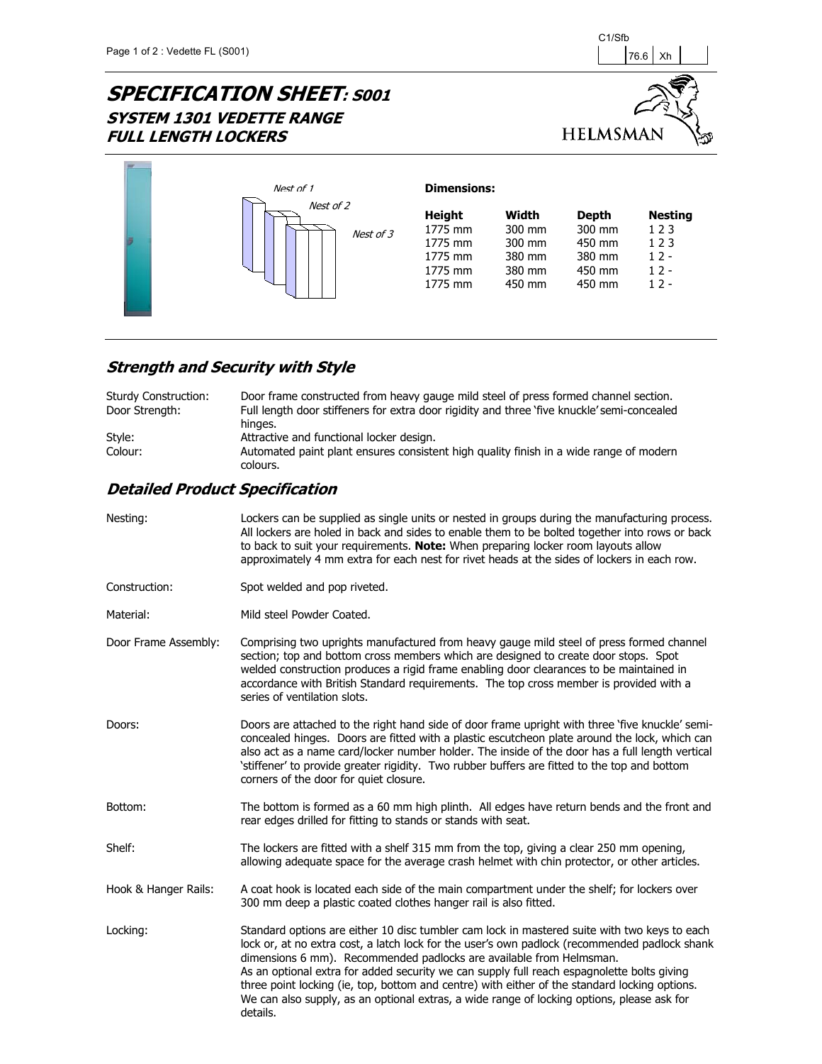C1/Sfb

| | 76.6 | Xh | |
|---|---|---|---|

# SPECIFICATION SHEET: S001
## SYSTEM 1301 VEDETTE RANGE
## FULL LENGTH LOCKERS

HELMSMAN

Nest of 1
Nest of 2
Nest of 3

**Dimensions:**

| Height | Width | Depth | Nesting |
|---|---|---|---|
| 1775 mm | 300 mm | 300 mm | 1 2 3 |
| 1775 mm | 300 mm | 450 mm | 1 2 3 |
| 1775 mm | 380 mm | 380 mm | 1 2 - |
| 1775 mm | 380 mm | 450 mm | 1 2 - |
| 1775 mm | 450 mm | 450 mm | 1 2 - |

## Strength and Security with Style

| | |
|---|---|
| Sturdy Construction: | Door frame constructed from heavy gauge mild steel of press formed channel section. |
| Door Strength: | Full length door stiffeners for extra door rigidity and three 'five knuckle' semi-concealed hinges. |
| Style: | Attractive and functional locker design. |
| Colour: | Automated paint plant ensures consistent high quality finish in a wide range of modern colours. |

## Detailed Product Specification

**Nesting:** Lockers can be supplied as single units or nested in groups during the manufacturing process. All lockers are holed in back and sides to enable them to be bolted together into rows or back to back to suit your requirements. **Note:** When preparing locker room layouts allow approximately 4 mm extra for each nest for rivet heads at the sides of lockers in each row.

**Construction:** Spot welded and pop riveted.

**Material:** Mild steel Powder Coated.

**Door Frame Assembly:** Comprising two uprights manufactured from heavy gauge mild steel of press formed channel section; top and bottom cross members which are designed to create door stops. Spot welded construction produces a rigid frame enabling door clearances to be maintained in accordance with British Standard requirements. The top cross member is provided with a series of ventilation slots.

**Doors:** Doors are attached to the right hand side of door frame upright with three 'five knuckle' semi-concealed hinges. Doors are fitted with a plastic escutcheon plate around the lock, which can also act as a name card/locker number holder. The inside of the door has a full length vertical 'stiffener' to provide greater rigidity. Two rubber buffers are fitted to the top and bottom corners of the door for quiet closure.

**Bottom:** The bottom is formed as a 60 mm high plinth. All edges have return bends and the front and rear edges drilled for fitting to stands or stands with seat.

**Shelf:** The lockers are fitted with a shelf 315 mm from the top, giving a clear 250 mm opening, allowing adequate space for the average crash helmet with chin protector, or other articles.

**Hook & Hanger Rails:** A coat hook is located each side of the main compartment under the shelf; for lockers over 300 mm deep a plastic coated clothes hanger rail is also fitted.

**Locking:** Standard options are either 10 disc tumbler cam lock in mastered suite with two keys to each lock or, at no extra cost, a latch lock for the user's own padlock (recommended padlock shank dimensions 6 mm). Recommended padlocks are available from Helmsman.
As an optional extra for added security we can supply full reach espagnolette bolts giving three point locking (ie, top, bottom and centre) with either of the standard locking options. We can also supply, as an optional extras, a wide range of locking options, please ask for details.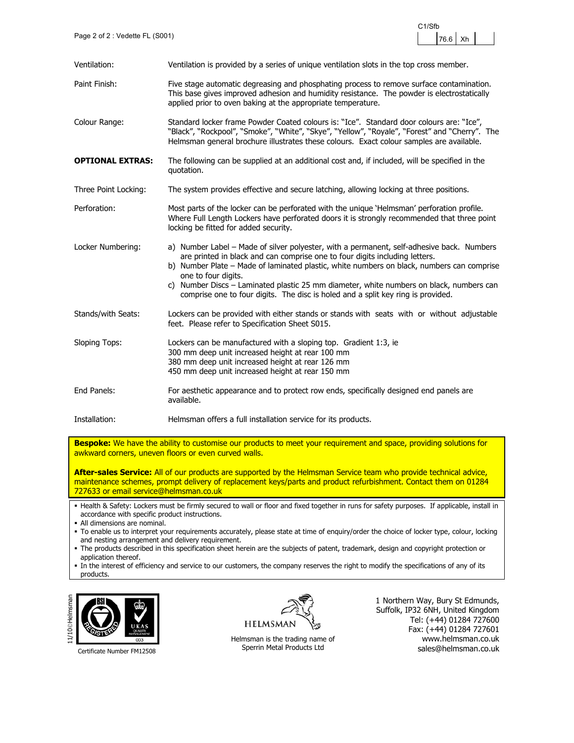C1/Sfb

| | 76.6 | Xh | |
|---|---|---|---|

| | |
|---|---|
| Ventilation: | Ventilation is provided by a series of unique ventilation slots in the top cross member. |
| Paint Finish: | Five stage automatic degreasing and phosphating process to remove surface contamination. This base gives improved adhesion and humidity resistance. The powder is electrostatically applied prior to oven baking at the appropriate temperature. |
| Colour Range: | Standard locker frame Powder Coated colours is: "Ice". Standard door colours are: "Ice", "Black", "Rockpool", "Smoke", "White", "Skye", "Yellow", "Royale", "Forest" and "Cherry". The Helmsman general brochure illustrates these colours. Exact colour samples are available. |
| **OPTIONAL EXTRAS:** | The following can be supplied at an additional cost and, if included, will be specified in the quotation. |
| Three Point Locking: | The system provides effective and secure latching, allowing locking at three positions. |
| Perforation: | Most parts of the locker can be perforated with the unique 'Helmsman' perforation profile. Where Full Length Lockers have perforated doors it is strongly recommended that three point locking be fitted for added security. |
| Locker Numbering: | a) Number Label – Made of silver polyester, with a permanent, self-adhesive back. Numbers are printed in black and can comprise one to four digits including letters.<br>b) Number Plate – Made of laminated plastic, white numbers on black, numbers can comprise one to four digits.<br>c) Number Discs – Laminated plastic 25 mm diameter, white numbers on black, numbers can comprise one to four digits. The disc is holed and a split key ring is provided. |
| Stands/with Seats: | Lockers can be provided with either stands or stands with seats with or without adjustable feet. Please refer to Specification Sheet S015. |
| Sloping Tops: | Lockers can be manufactured with a sloping top. Gradient 1:3, ie<br>300 mm deep unit increased height at rear 100 mm<br>380 mm deep unit increased height at rear 126 mm<br>450 mm deep unit increased height at rear 150 mm |
| End Panels: | For aesthetic appearance and to protect row ends, specifically designed end panels are available. |
| Installation: | Helmsman offers a full installation service for its products. |

**Bespoke:** We have the ability to customise our products to meet your requirement and space, providing solutions for awkward corners, uneven floors or even curved walls.

**After-sales Service:** All of our products are supported by the Helmsman Service team who provide technical advice, maintenance schemes, prompt delivery of replacement keys/parts and product refurbishment. Contact them on 01284 727633 or email service@helmsman.co.uk

- Health & Safety: Lockers must be firmly secured to wall or floor and fixed together in runs for safety purposes. If applicable, install in accordance with specific product instructions.
- All dimensions are nominal.
- To enable us to interpret your requirements accurately, please state at time of enquiry/order the choice of locker type, colour, locking and nesting arrangement and delivery requirement.
- The products described in this specification sheet herein are the subjects of patent, trademark, design and copyright protection or application thereof.
- In the interest of efficiency and service to our customers, the company reserves the right to modify the specifications of any of its products.

11/10©Helmsman

Certificate Number FM12508

HELMSMAN

Helmsman is the trading name of Sperrin Metal Products Ltd

1 Northern Way, Bury St Edmunds,
Suffolk, IP32 6NH, United Kingdom
Tel: (+44) 01284 727600
Fax: (+44) 01284 727601
www.helmsman.co.uk
sales@helmsman.co.uk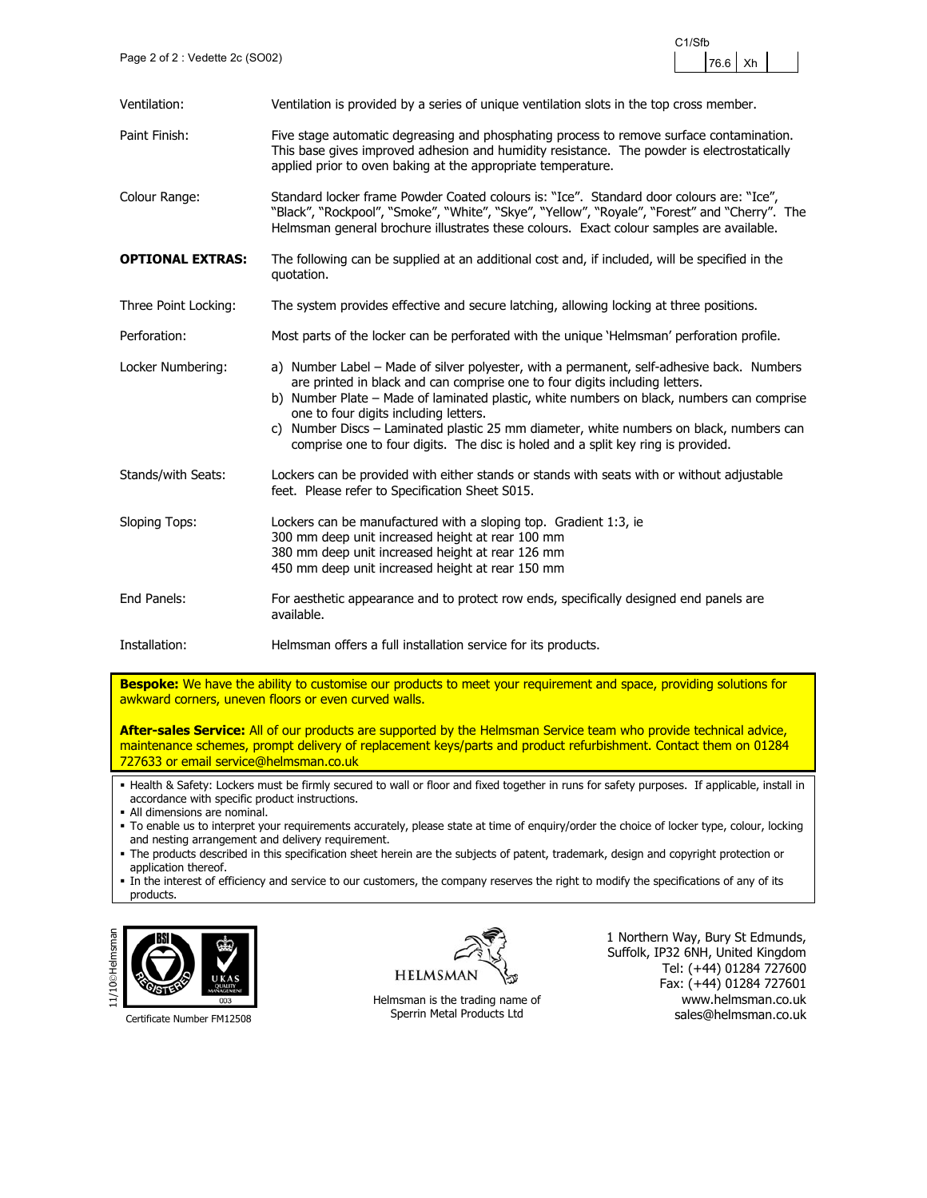C1/Sfb

| | 76.6 | Xh | |
|---|---|---|---|

**Ventilation:** Ventilation is provided by a series of unique ventilation slots in the top cross member.

**Paint Finish:** Five stage automatic degreasing and phosphating process to remove surface contamination. This base gives improved adhesion and humidity resistance. The powder is electrostatically applied prior to oven baking at the appropriate temperature.

**Colour Range:** Standard locker frame Powder Coated colours is: "Ice". Standard door colours are: "Ice", "Black", "Rockpool", "Smoke", "White", "Skye", "Yellow", "Royale", "Forest" and "Cherry". The Helmsman general brochure illustrates these colours. Exact colour samples are available.

## OPTIONAL EXTRAS:

The following can be supplied at an additional cost and, if included, will be specified in the quotation.

**Three Point Locking:** The system provides effective and secure latching, allowing locking at three positions.

**Perforation:** Most parts of the locker can be perforated with the unique 'Helmsman' perforation profile.

**Locker Numbering:**

a) Number Label – Made of silver polyester, with a permanent, self-adhesive back. Numbers are printed in black and can comprise one to four digits including letters.
b) Number Plate – Made of laminated plastic, white numbers on black, numbers can comprise one to four digits including letters.
c) Number Discs – Laminated plastic 25 mm diameter, white numbers on black, numbers can comprise one to four digits. The disc is holed and a split key ring is provided.

**Stands/with Seats:** Lockers can be provided with either stands or stands with seats with or without adjustable feet. Please refer to Specification Sheet S015.

**Sloping Tops:** Lockers can be manufactured with a sloping top. Gradient 1:3, ie
300 mm deep unit increased height at rear 100 mm
380 mm deep unit increased height at rear 126 mm
450 mm deep unit increased height at rear 150 mm

**End Panels:** For aesthetic appearance and to protect row ends, specifically designed end panels are available.

**Installation:** Helmsman offers a full installation service for its products.

**Bespoke:** We have the ability to customise our products to meet your requirement and space, providing solutions for awkward corners, uneven floors or even curved walls.

**After-sales Service:** All of our products are supported by the Helmsman Service team who provide technical advice, maintenance schemes, prompt delivery of replacement keys/parts and product refurbishment. Contact them on 01284 727633 or email service@helmsman.co.uk

- Health & Safety: Lockers must be firmly secured to wall or floor and fixed together in runs for safety purposes. If applicable, install in accordance with specific product instructions.
- All dimensions are nominal.
- To enable us to interpret your requirements accurately, please state at time of enquiry/order the choice of locker type, colour, locking and nesting arrangement and delivery requirement.
- The products described in this specification sheet herein are the subjects of patent, trademark, design and copyright protection or application thereof.
- In the interest of efficiency and service to our customers, the company reserves the right to modify the specifications of any of its products.

11/10©Helmsman

Certificate Number FM12508

Helmsman is the trading name of Sperrin Metal Products Ltd

1 Northern Way, Bury St Edmunds,
Suffolk, IP32 6NH, United Kingdom
Tel: (+44) 01284 727600
Fax: (+44) 01284 727601
www.helmsman.co.uk
sales@helmsman.co.uk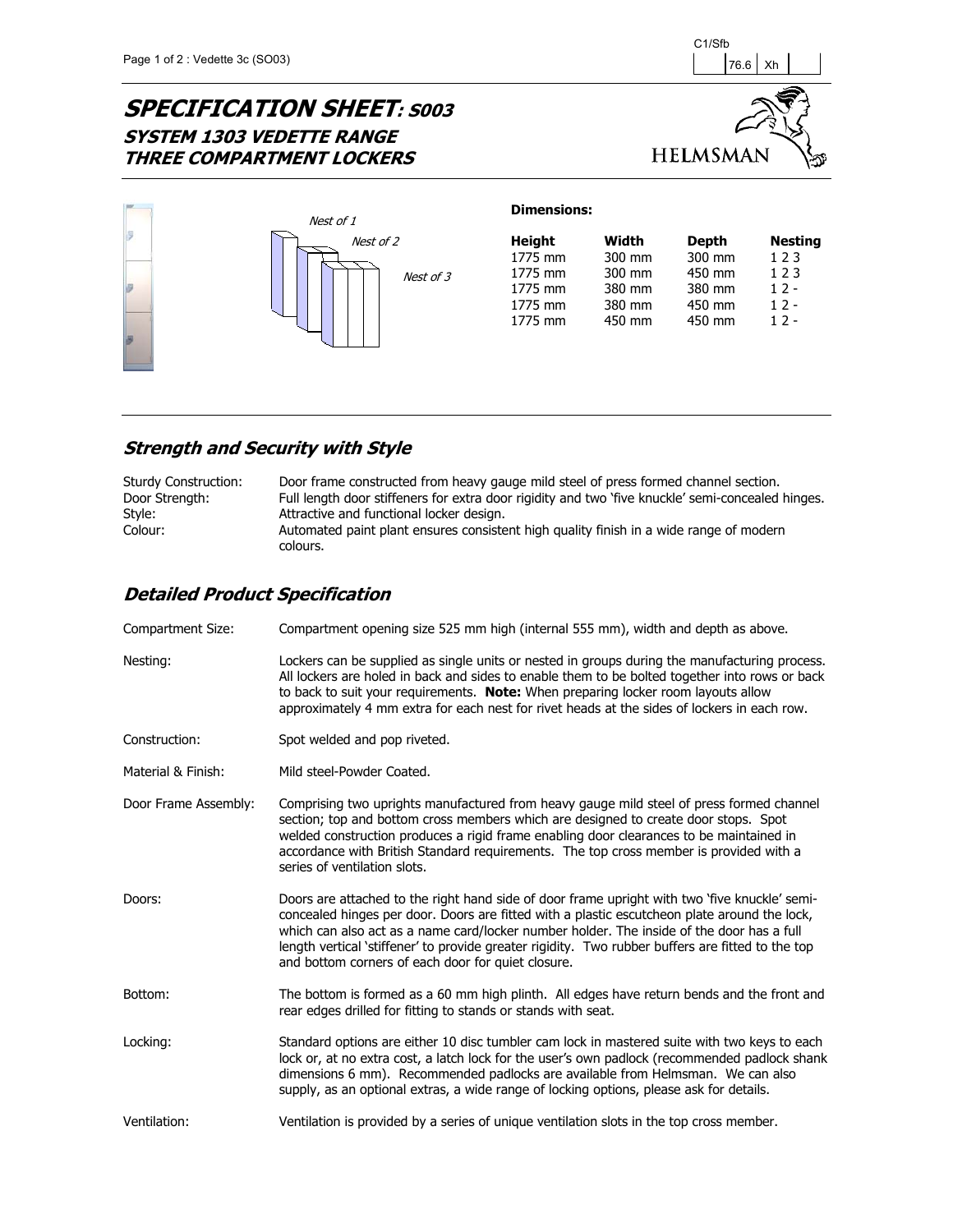C1/Sfb

| | 76.6 | Xh | |
|---|---|---|---|

# SPECIFICATION SHEET: S003
## SYSTEM 1303 VEDETTE RANGE
## THREE COMPARTMENT LOCKERS

HELMSMAN

Nest of 1

Nest of 2

Nest of 3

**Dimensions:**

| Height | Width | Depth | Nesting |
|---|---|---|---|
| 1775 mm | 300 mm | 300 mm | 1 2 3 |
| 1775 mm | 300 mm | 450 mm | 1 2 3 |
| 1775 mm | 380 mm | 380 mm | 1 2 - |
| 1775 mm | 380 mm | 450 mm | 1 2 - |
| 1775 mm | 450 mm | 450 mm | 1 2 - |

## *Strength and Security with Style*

| | |
|---|---|
| Sturdy Construction: | Door frame constructed from heavy gauge mild steel of press formed channel section. |
| Door Strength: | Full length door stiffeners for extra door rigidity and two 'five knuckle' semi-concealed hinges. |
| Style: | Attractive and functional locker design. |
| Colour: | Automated paint plant ensures consistent high quality finish in a wide range of modern colours. |

## *Detailed Product Specification*

| | |
|---|---|
| Compartment Size: | Compartment opening size 525 mm high (internal 555 mm), width and depth as above. |
| Nesting: | Lockers can be supplied as single units or nested in groups during the manufacturing process. All lockers are holed in back and sides to enable them to be bolted together into rows or back to back to suit your requirements. **Note:** When preparing locker room layouts allow approximately 4 mm extra for each nest for rivet heads at the sides of lockers in each row. |
| Construction: | Spot welded and pop riveted. |
| Material & Finish: | Mild steel-Powder Coated. |
| Door Frame Assembly: | Comprising two uprights manufactured from heavy gauge mild steel of press formed channel section; top and bottom cross members which are designed to create door stops. Spot welded construction produces a rigid frame enabling door clearances to be maintained in accordance with British Standard requirements. The top cross member is provided with a series of ventilation slots. |
| Doors: | Doors are attached to the right hand side of door frame upright with two 'five knuckle' semi-concealed hinges per door. Doors are fitted with a plastic escutcheon plate around the lock, which can also act as a name card/locker number holder. The inside of the door has a full length vertical 'stiffener' to provide greater rigidity. Two rubber buffers are fitted to the top and bottom corners of each door for quiet closure. |
| Bottom: | The bottom is formed as a 60 mm high plinth. All edges have return bends and the front and rear edges drilled for fitting to stands or stands with seat. |
| Locking: | Standard options are either 10 disc tumbler cam lock in mastered suite with two keys to each lock or, at no extra cost, a latch lock for the user's own padlock (recommended padlock shank dimensions 6 mm). Recommended padlocks are available from Helmsman. We can also supply, as an optional extras, a wide range of locking options, please ask for details. |
| Ventilation: | Ventilation is provided by a series of unique ventilation slots in the top cross member. |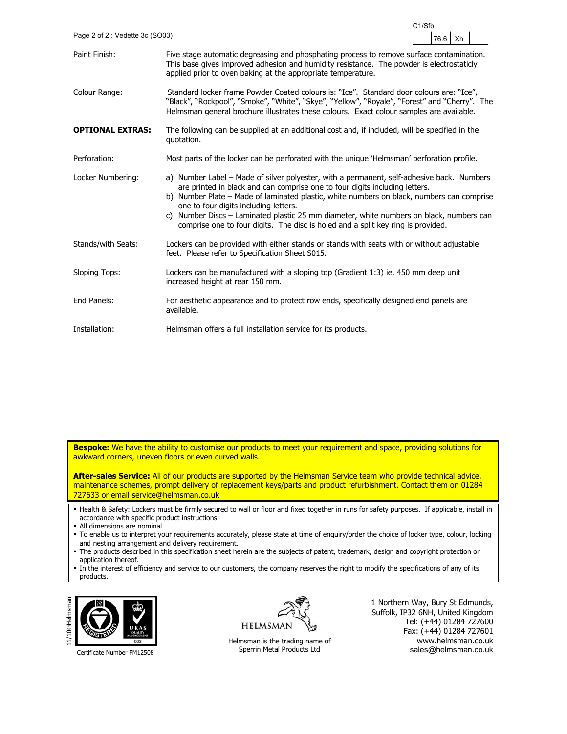C1/Sfb

| | 76.6 | Xh | |
|---|---|---|---|

| | |
|---|---|
| Paint Finish: | Five stage automatic degreasing and phosphating process to remove surface contamination. This base gives improved adhesion and humidity resistance. The powder is electrostaticly applied prior to oven baking at the appropriate temperature. |
| Colour Range: | Standard locker frame Powder Coated colours is: "Ice". Standard door colours are: "Ice", "Black", "Rockpool", "Smoke", "White", "Skye", "Yellow", "Royale", "Forest" and "Cherry". The Helmsman general brochure illustrates these colours. Exact colour samples are available. |
| **OPTIONAL EXTRAS:** | The following can be supplied at an additional cost and, if included, will be specified in the quotation. |
| Perforation: | Most parts of the locker can be perforated with the unique 'Helmsman' perforation profile. |
| Locker Numbering: | a) Number Label – Made of silver polyester, with a permanent, self-adhesive back. Numbers are printed in black and can comprise one to four digits including letters.<br>b) Number Plate – Made of laminated plastic, white numbers on black, numbers can comprise one to four digits including letters.<br>c) Number Discs – Laminated plastic 25 mm diameter, white numbers on black, numbers can comprise one to four digits. The disc is holed and a split key ring is provided. |
| Stands/with Seats: | Lockers can be provided with either stands or stands with seats with or without adjustable feet. Please refer to Specification Sheet S015. |
| Sloping Tops: | Lockers can be manufactured with a sloping top (Gradient 1:3) ie, 450 mm deep unit increased height at rear 150 mm. |
| End Panels: | For aesthetic appearance and to protect row ends, specifically designed end panels are available. |
| Installation: | Helmsman offers a full installation service for its products. |

**Bespoke:** We have the ability to customise our products to meet your requirement and space, providing solutions for awkward corners, uneven floors or even curved walls.

**After-sales Service:** All of our products are supported by the Helmsman Service team who provide technical advice, maintenance schemes, prompt delivery of replacement keys/parts and product refurbishment. Contact them on 01284 727633 or email service@helmsman.co.uk

- Health & Safety: Lockers must be firmly secured to wall or floor and fixed together in runs for safety purposes. If applicable, install in accordance with specific product instructions.
- All dimensions are nominal.
- To enable us to interpret your requirements accurately, please state at time of enquiry/order the choice of locker type, colour, locking and nesting arrangement and delivery requirement.
- The products described in this specification sheet herein are the subjects of patent, trademark, design and copyright protection or application thereof.
- In the interest of efficiency and service to our customers, the company reserves the right to modify the specifications of any of its products.

11/10©Helmsman

Certificate Number FM12508

Helmsman is the trading name of Sperrin Metal Products Ltd

1 Northern Way, Bury St Edmunds,
Suffolk, IP32 6NH, United Kingdom
Tel: (+44) 01284 727600
Fax: (+44) 01284 727601
www.helmsman.co.uk
sales@helmsman.co.uk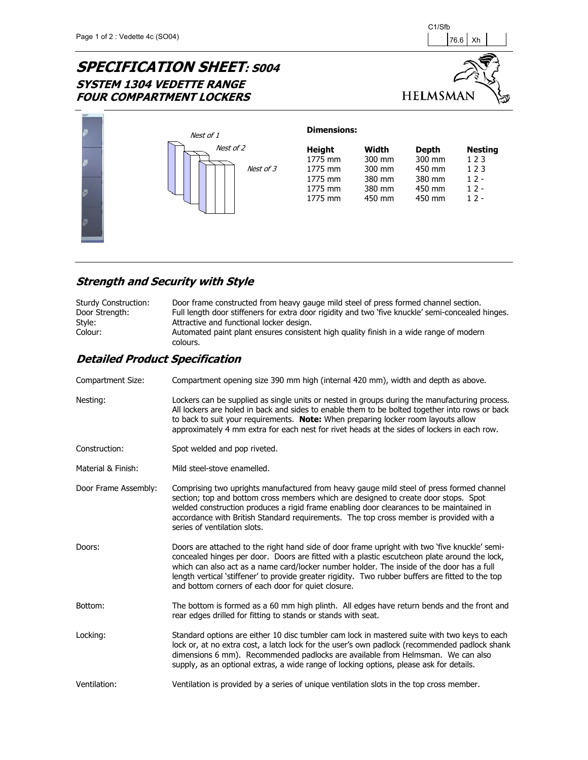C1/Sfb

| | 76.6 | Xh | |
|---|---|---|---|

# SPECIFICATION SHEET: S004

## SYSTEM 1304 VEDETTE RANGE FOUR COMPARTMENT LOCKERS

HELMSMAN

Nest of 1

Nest of 2

Nest of 3

**Dimensions:**

| Height | Width | Depth | Nesting |
|---|---|---|---|
| 1775 mm | 300 mm | 300 mm | 1 2 3 |
| 1775 mm | 300 mm | 450 mm | 1 2 3 |
| 1775 mm | 380 mm | 380 mm | 1 2 - |
| 1775 mm | 380 mm | 450 mm | 1 2 - |
| 1775 mm | 450 mm | 450 mm | 1 2 - |

## *Strength and Security with Style*

| | |
|---|---|
| Sturdy Construction: | Door frame constructed from heavy gauge mild steel of press formed channel section. |
| Door Strength: | Full length door stiffeners for extra door rigidity and two 'five knuckle' semi-concealed hinges. |
| Style: | Attractive and functional locker design. |
| Colour: | Automated paint plant ensures consistent high quality finish in a wide range of modern colours. |

## *Detailed Product Specification*

**Compartment Size:** Compartment opening size 390 mm high (internal 420 mm), width and depth as above.

**Nesting:** Lockers can be supplied as single units or nested in groups during the manufacturing process. All lockers are holed in back and sides to enable them to be bolted together into rows or back to back to suit your requirements. **Note:** When preparing locker room layouts allow approximately 4 mm extra for each nest for rivet heads at the sides of lockers in each row.

**Construction:** Spot welded and pop riveted.

**Material & Finish:** Mild steel-stove enamelled.

**Door Frame Assembly:** Comprising two uprights manufactured from heavy gauge mild steel of press formed channel section; top and bottom cross members which are designed to create door stops. Spot welded construction produces a rigid frame enabling door clearances to be maintained in accordance with British Standard requirements. The top cross member is provided with a series of ventilation slots.

**Doors:** Doors are attached to the right hand side of door frame upright with two 'five knuckle' semi-concealed hinges per door. Doors are fitted with a plastic escutcheon plate around the lock, which can also act as a name card/locker number holder. The inside of the door has a full length vertical 'stiffener' to provide greater rigidity. Two rubber buffers are fitted to the top and bottom corners of each door for quiet closure.

**Bottom:** The bottom is formed as a 60 mm high plinth. All edges have return bends and the front and rear edges drilled for fitting to stands or stands with seat.

**Locking:** Standard options are either 10 disc tumbler cam lock in mastered suite with two keys to each lock or, at no extra cost, a latch lock for the user's own padlock (recommended padlock shank dimensions 6 mm). Recommended padlocks are available from Helmsman. We can also supply, as an optional extras, a wide range of locking options, please ask for details.

**Ventilation:** Ventilation is provided by a series of unique ventilation slots in the top cross member.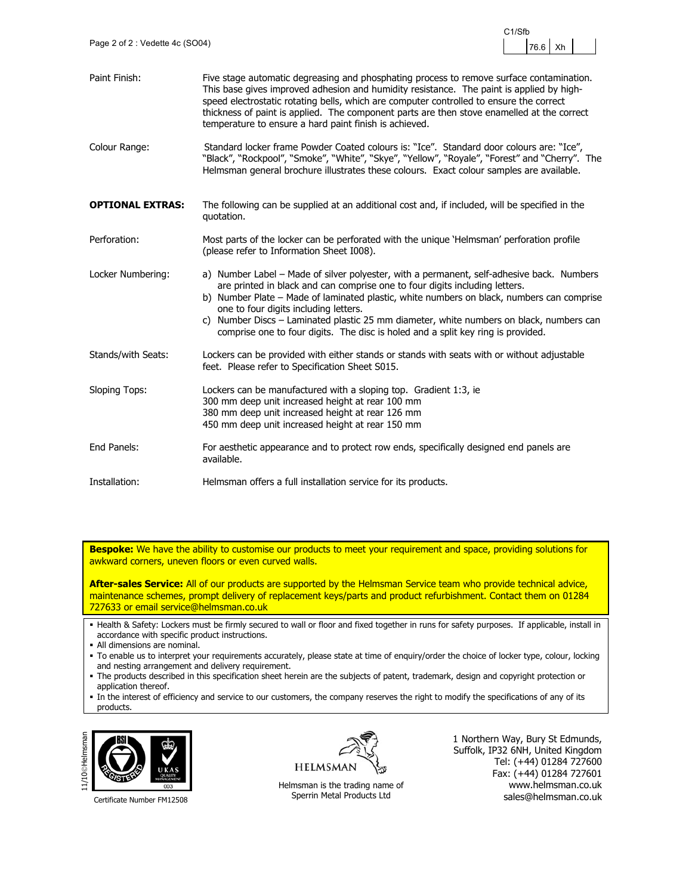| | |
|---|---|
| Paint Finish: | Five stage automatic degreasing and phosphating process to remove surface contamination. This base gives improved adhesion and humidity resistance. The paint is applied by high-speed electrostatic rotating bells, which are computer controlled to ensure the correct thickness of paint is applied. The component parts are then stove enamelled at the correct temperature to ensure a hard paint finish is achieved. |
| Colour Range: | Standard locker frame Powder Coated colours is: "Ice". Standard door colours are: "Ice", "Black", "Rockpool", "Smoke", "White", "Skye", "Yellow", "Royale", "Forest" and "Cherry". The Helmsman general brochure illustrates these colours. Exact colour samples are available. |

**OPTIONAL EXTRAS:** The following can be supplied at an additional cost and, if included, will be specified in the quotation.

| | |
|---|---|
| Perforation: | Most parts of the locker can be perforated with the unique 'Helmsman' perforation profile (please refer to Information Sheet I008). |
| Locker Numbering: | a) Number Label – Made of silver polyester, with a permanent, self-adhesive back. Numbers are printed in black and can comprise one to four digits including letters.<br>b) Number Plate – Made of laminated plastic, white numbers on black, numbers can comprise one to four digits including letters.<br>c) Number Discs – Laminated plastic 25 mm diameter, white numbers on black, numbers can comprise one to four digits. The disc is holed and a split key ring is provided. |
| Stands/with Seats: | Lockers can be provided with either stands or stands with seats with or without adjustable feet. Please refer to Specification Sheet S015. |
| Sloping Tops: | Lockers can be manufactured with a sloping top. Gradient 1:3, ie<br>300 mm deep unit increased height at rear 100 mm<br>380 mm deep unit increased height at rear 126 mm<br>450 mm deep unit increased height at rear 150 mm |
| End Panels: | For aesthetic appearance and to protect row ends, specifically designed end panels are available. |
| Installation: | Helmsman offers a full installation service for its products. |

**Bespoke:** We have the ability to customise our products to meet your requirement and space, providing solutions for awkward corners, uneven floors or even curved walls.

**After-sales Service:** All of our products are supported by the Helmsman Service team who provide technical advice, maintenance schemes, prompt delivery of replacement keys/parts and product refurbishment. Contact them on 01284 727633 or email service@helmsman.co.uk

- Health & Safety: Lockers must be firmly secured to wall or floor and fixed together in runs for safety purposes. If applicable, install in accordance with specific product instructions.
- All dimensions are nominal.
- To enable us to interpret your requirements accurately, please state at time of enquiry/order the choice of locker type, colour, locking and nesting arrangement and delivery requirement.
- The products described in this specification sheet herein are the subjects of patent, trademark, design and copyright protection or application thereof.
- In the interest of efficiency and service to our customers, the company reserves the right to modify the specifications of any of its products.

11/10©Helmsman

Certificate Number FM12508

Helmsman is the trading name of Sperrin Metal Products Ltd

1 Northern Way, Bury St Edmunds,
Suffolk, IP32 6NH, United Kingdom
Tel: (+44) 01284 727600
Fax: (+44) 01284 727601
www.helmsman.co.uk
sales@helmsman.co.uk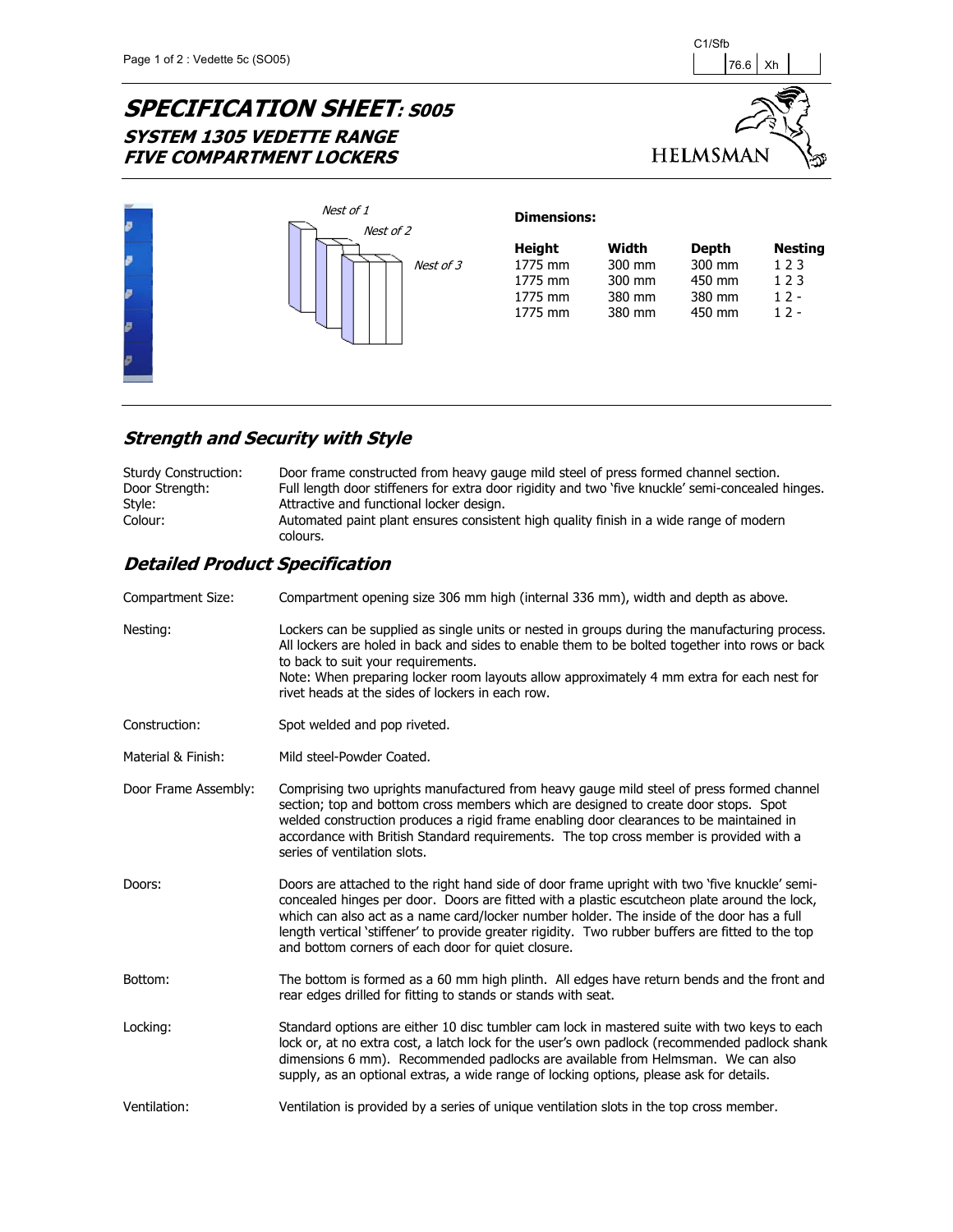C1/Sfb

| | 76.6 | Xh | |
|---|---|---|---|

# SPECIFICATION SHEET: S005

## SYSTEM 1305 VEDETTE RANGE FIVE COMPARTMENT LOCKERS

HELMSMAN

Nest of 1

Nest of 2

Nest of 3

**Dimensions:**

| Height | Width | Depth | Nesting |
|---|---|---|---|
| 1775 mm | 300 mm | 300 mm | 1 2 3 |
| 1775 mm | 300 mm | 450 mm | 1 2 3 |
| 1775 mm | 380 mm | 380 mm | 1 2 - |
| 1775 mm | 380 mm | 450 mm | 1 2 - |

## Strength and Security with Style

| | |
|---|---|
| Sturdy Construction: | Door frame constructed from heavy gauge mild steel of press formed channel section. |
| Door Strength: | Full length door stiffeners for extra door rigidity and two 'five knuckle' semi-concealed hinges. |
| Style: | Attractive and functional locker design. |
| Colour: | Automated paint plant ensures consistent high quality finish in a wide range of modern colours. |

## Detailed Product Specification

| | |
|---|---|
| Compartment Size: | Compartment opening size 306 mm high (internal 336 mm), width and depth as above. |
| Nesting: | Lockers can be supplied as single units or nested in groups during the manufacturing process. All lockers are holed in back and sides to enable them to be bolted together into rows or back to back to suit your requirements. Note: When preparing locker room layouts allow approximately 4 mm extra for each nest for rivet heads at the sides of lockers in each row. |
| Construction: | Spot welded and pop riveted. |
| Material & Finish: | Mild steel-Powder Coated. |
| Door Frame Assembly: | Comprising two uprights manufactured from heavy gauge mild steel of press formed channel section; top and bottom cross members which are designed to create door stops. Spot welded construction produces a rigid frame enabling door clearances to be maintained in accordance with British Standard requirements. The top cross member is provided with a series of ventilation slots. |
| Doors: | Doors are attached to the right hand side of door frame upright with two 'five knuckle' semi-concealed hinges per door. Doors are fitted with a plastic escutcheon plate around the lock, which can also act as a name card/locker number holder. The inside of the door has a full length vertical 'stiffener' to provide greater rigidity. Two rubber buffers are fitted to the top and bottom corners of each door for quiet closure. |
| Bottom: | The bottom is formed as a 60 mm high plinth. All edges have return bends and the front and rear edges drilled for fitting to stands or stands with seat. |
| Locking: | Standard options are either 10 disc tumbler cam lock in mastered suite with two keys to each lock or, at no extra cost, a latch lock for the user's own padlock (recommended padlock shank dimensions 6 mm). Recommended padlocks are available from Helmsman. We can also supply, as an optional extras, a wide range of locking options, please ask for details. |
| Ventilation: | Ventilation is provided by a series of unique ventilation slots in the top cross member. |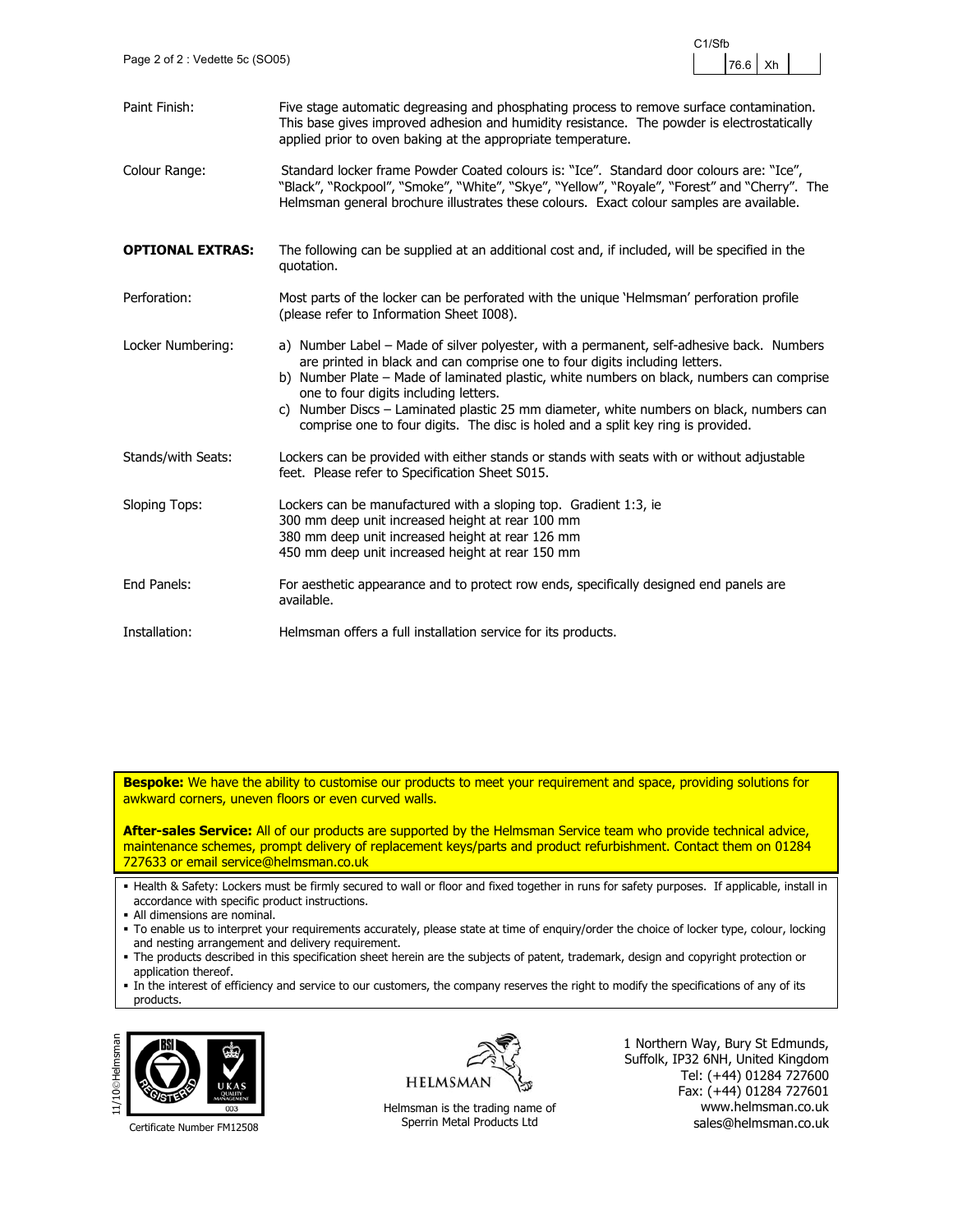C1/Sfb

| | 76.6 | Xh | |
|---|---|---|---|

| | |
|---|---|
| Paint Finish: | Five stage automatic degreasing and phosphating process to remove surface contamination. This base gives improved adhesion and humidity resistance. The powder is electrostatically applied prior to oven baking at the appropriate temperature. |
| Colour Range: | Standard locker frame Powder Coated colours is: "Ice". Standard door colours are: "Ice", "Black", "Rockpool", "Smoke", "White", "Skye", "Yellow", "Royale", "Forest" and "Cherry". The Helmsman general brochure illustrates these colours. Exact colour samples are available. |
| **OPTIONAL EXTRAS:** | The following can be supplied at an additional cost and, if included, will be specified in the quotation. |
| Perforation: | Most parts of the locker can be perforated with the unique 'Helmsman' perforation profile (please refer to Information Sheet I008). |
| Locker Numbering: | a) Number Label – Made of silver polyester, with a permanent, self-adhesive back. Numbers are printed in black and can comprise one to four digits including letters.<br>b) Number Plate – Made of laminated plastic, white numbers on black, numbers can comprise one to four digits including letters.<br>c) Number Discs – Laminated plastic 25 mm diameter, white numbers on black, numbers can comprise one to four digits. The disc is holed and a split key ring is provided. |
| Stands/with Seats: | Lockers can be provided with either stands or stands with seats with or without adjustable feet. Please refer to Specification Sheet S015. |
| Sloping Tops: | Lockers can be manufactured with a sloping top. Gradient 1:3, ie<br>300 mm deep unit increased height at rear 100 mm<br>380 mm deep unit increased height at rear 126 mm<br>450 mm deep unit increased height at rear 150 mm |
| End Panels: | For aesthetic appearance and to protect row ends, specifically designed end panels are available. |
| Installation: | Helmsman offers a full installation service for its products. |

**Bespoke:** We have the ability to customise our products to meet your requirement and space, providing solutions for awkward corners, uneven floors or even curved walls.

**After-sales Service:** All of our products are supported by the Helmsman Service team who provide technical advice, maintenance schemes, prompt delivery of replacement keys/parts and product refurbishment. Contact them on 01284 727633 or email service@helmsman.co.uk

- Health & Safety: Lockers must be firmly secured to wall or floor and fixed together in runs for safety purposes. If applicable, install in accordance with specific product instructions.
- All dimensions are nominal.
- To enable us to interpret your requirements accurately, please state at time of enquiry/order the choice of locker type, colour, locking and nesting arrangement and delivery requirement.
- The products described in this specification sheet herein are the subjects of patent, trademark, design and copyright protection or application thereof.
- In the interest of efficiency and service to our customers, the company reserves the right to modify the specifications of any of its products.

11/10©Helmsman

Certificate Number FM12508

HELMSMAN

Helmsman is the trading name of Sperrin Metal Products Ltd

1 Northern Way, Bury St Edmunds,
Suffolk, IP32 6NH, United Kingdom
Tel: (+44) 01284 727600
Fax: (+44) 01284 727601
www.helmsman.co.uk
sales@helmsman.co.uk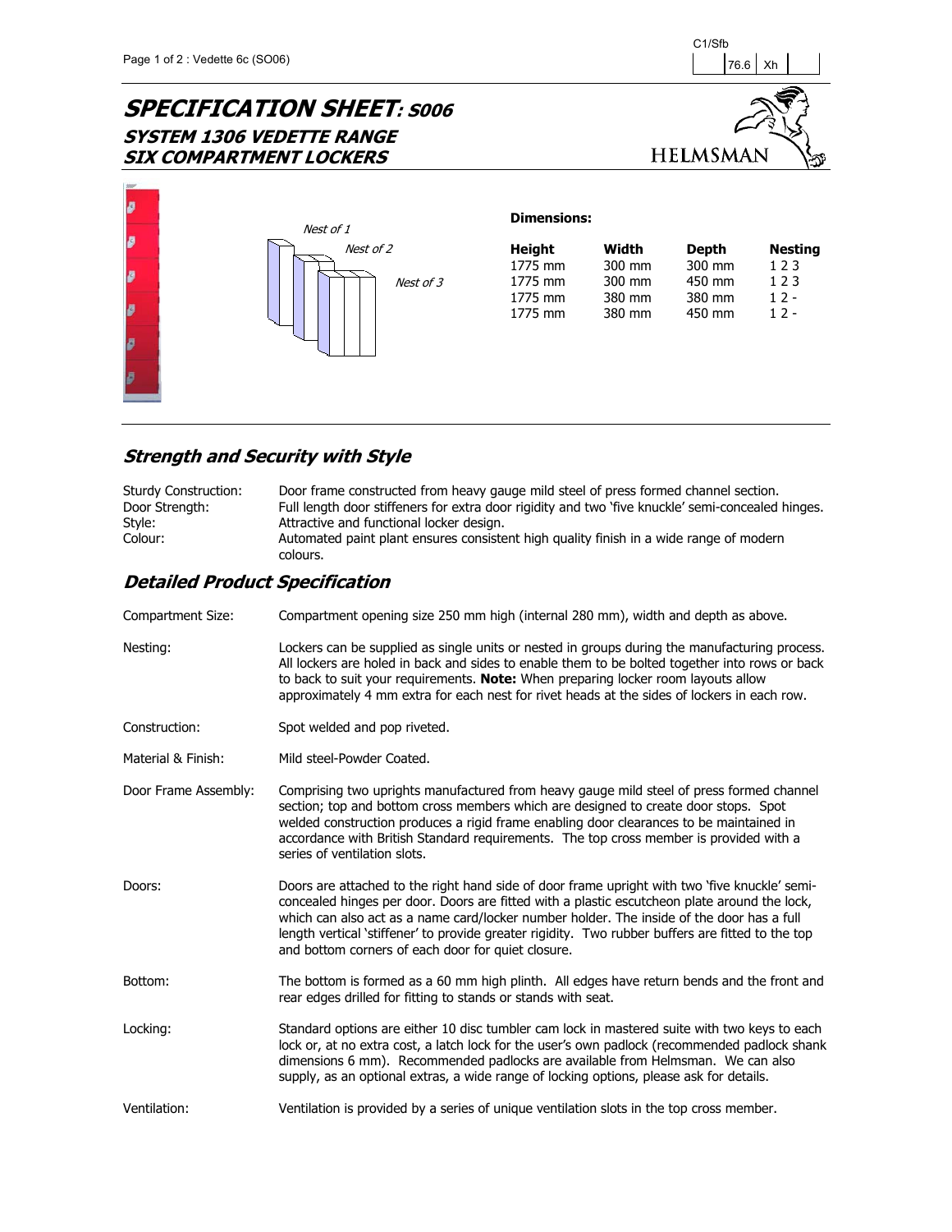C1/Sfb

| | 76.6 | Xh | |
|---|---|---|---|

# SPECIFICATION SHEET: S006
## SYSTEM 1306 VEDETTE RANGE
## SIX COMPARTMENT LOCKERS

HELMSMAN

Nest of 1

Nest of 2

Nest of 3

**Dimensions:**

| Height | Width | Depth | Nesting |
|---|---|---|---|
| 1775 mm | 300 mm | 300 mm | 1 2 3 |
| 1775 mm | 300 mm | 450 mm | 1 2 3 |
| 1775 mm | 380 mm | 380 mm | 1 2 - |
| 1775 mm | 380 mm | 450 mm | 1 2 - |

## Strength and Security with Style

| | |
|---|---|
| Sturdy Construction: | Door frame constructed from heavy gauge mild steel of press formed channel section. |
| Door Strength: | Full length door stiffeners for extra door rigidity and two 'five knuckle' semi-concealed hinges. |
| Style: | Attractive and functional locker design. |
| Colour: | Automated paint plant ensures consistent high quality finish in a wide range of modern colours. |

## Detailed Product Specification

| | |
|---|---|
| Compartment Size: | Compartment opening size 250 mm high (internal 280 mm), width and depth as above. |
| Nesting: | Lockers can be supplied as single units or nested in groups during the manufacturing process. All lockers are holed in back and sides to enable them to be bolted together into rows or back to back to suit your requirements. **Note:** When preparing locker room layouts allow approximately 4 mm extra for each nest for rivet heads at the sides of lockers in each row. |
| Construction: | Spot welded and pop riveted. |
| Material & Finish: | Mild steel-Powder Coated. |
| Door Frame Assembly: | Comprising two uprights manufactured from heavy gauge mild steel of press formed channel section; top and bottom cross members which are designed to create door stops. Spot welded construction produces a rigid frame enabling door clearances to be maintained in accordance with British Standard requirements. The top cross member is provided with a series of ventilation slots. |
| Doors: | Doors are attached to the right hand side of door frame upright with two 'five knuckle' semi-concealed hinges per door. Doors are fitted with a plastic escutcheon plate around the lock, which can also act as a name card/locker number holder. The inside of the door has a full length vertical 'stiffener' to provide greater rigidity. Two rubber buffers are fitted to the top and bottom corners of each door for quiet closure. |
| Bottom: | The bottom is formed as a 60 mm high plinth. All edges have return bends and the front and rear edges drilled for fitting to stands or stands with seat. |
| Locking: | Standard options are either 10 disc tumbler cam lock in mastered suite with two keys to each lock or, at no extra cost, a latch lock for the user's own padlock (recommended padlock shank dimensions 6 mm). Recommended padlocks are available from Helmsman. We can also supply, as an optional extras, a wide range of locking options, please ask for details. |
| Ventilation: | Ventilation is provided by a series of unique ventilation slots in the top cross member. |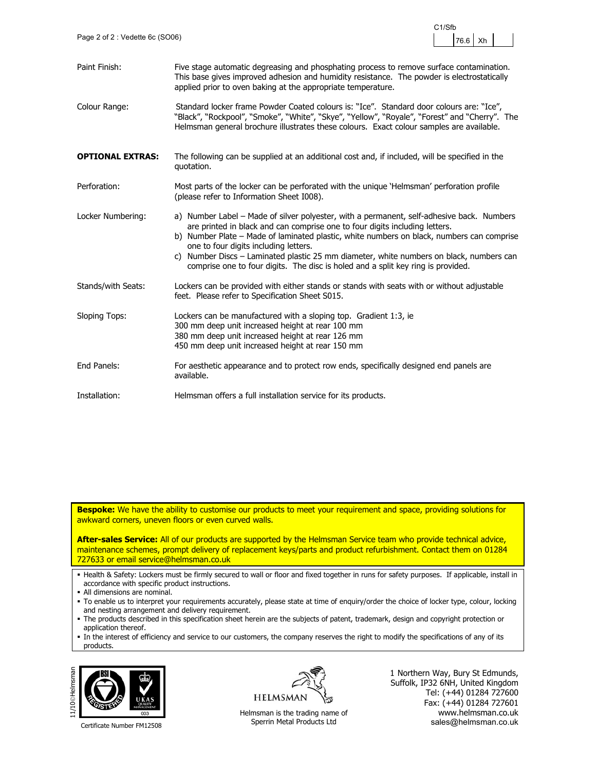C1/Sfb

| | | | |
|---|---|---|---|
| | 76.6 | Xh | |

| | |
|---|---|
| Paint Finish: | Five stage automatic degreasing and phosphating process to remove surface contamination. This base gives improved adhesion and humidity resistance. The powder is electrostatically applied prior to oven baking at the appropriate temperature. |
| Colour Range: | Standard locker frame Powder Coated colours is: "Ice". Standard door colours are: "Ice", "Black", "Rockpool", "Smoke", "White", "Skye", "Yellow", "Royale", "Forest" and "Cherry". The Helmsman general brochure illustrates these colours. Exact colour samples are available. |

**OPTIONAL EXTRAS:** The following can be supplied at an additional cost and, if included, will be specified in the quotation.

| | |
|---|---|
| Perforation: | Most parts of the locker can be perforated with the unique 'Helmsman' perforation profile (please refer to Information Sheet I008). |
| Locker Numbering: | a) Number Label – Made of silver polyester, with a permanent, self-adhesive back. Numbers are printed in black and can comprise one to four digits including letters.<br>b) Number Plate – Made of laminated plastic, white numbers on black, numbers can comprise one to four digits including letters.<br>c) Number Discs – Laminated plastic 25 mm diameter, white numbers on black, numbers can comprise one to four digits. The disc is holed and a split key ring is provided. |
| Stands/with Seats: | Lockers can be provided with either stands or stands with seats with or without adjustable feet. Please refer to Specification Sheet S015. |
| Sloping Tops: | Lockers can be manufactured with a sloping top. Gradient 1:3, ie<br>300 mm deep unit increased height at rear 100 mm<br>380 mm deep unit increased height at rear 126 mm<br>450 mm deep unit increased height at rear 150 mm |
| End Panels: | For aesthetic appearance and to protect row ends, specifically designed end panels are available. |
| Installation: | Helmsman offers a full installation service for its products. |

**Bespoke:** We have the ability to customise our products to meet your requirement and space, providing solutions for awkward corners, uneven floors or even curved walls.

**After-sales Service:** All of our products are supported by the Helmsman Service team who provide technical advice, maintenance schemes, prompt delivery of replacement keys/parts and product refurbishment. Contact them on 01284 727633 or email service@helmsman.co.uk

- Health & Safety: Lockers must be firmly secured to wall or floor and fixed together in runs for safety purposes. If applicable, install in accordance with specific product instructions.
- All dimensions are nominal.
- To enable us to interpret your requirements accurately, please state at time of enquiry/order the choice of locker type, colour, locking and nesting arrangement and delivery requirement.
- The products described in this specification sheet herein are the subjects of patent, trademark, design and copyright protection or application thereof.
- In the interest of efficiency and service to our customers, the company reserves the right to modify the specifications of any of its products.

11/10©Helmsman

Certificate Number FM12508

Helmsman is the trading name of Sperrin Metal Products Ltd

1 Northern Way, Bury St Edmunds,
Suffolk, IP32 6NH, United Kingdom
Tel: (+44) 01284 727600
Fax: (+44) 01284 727601
www.helmsman.co.uk
sales@helmsman.co.uk